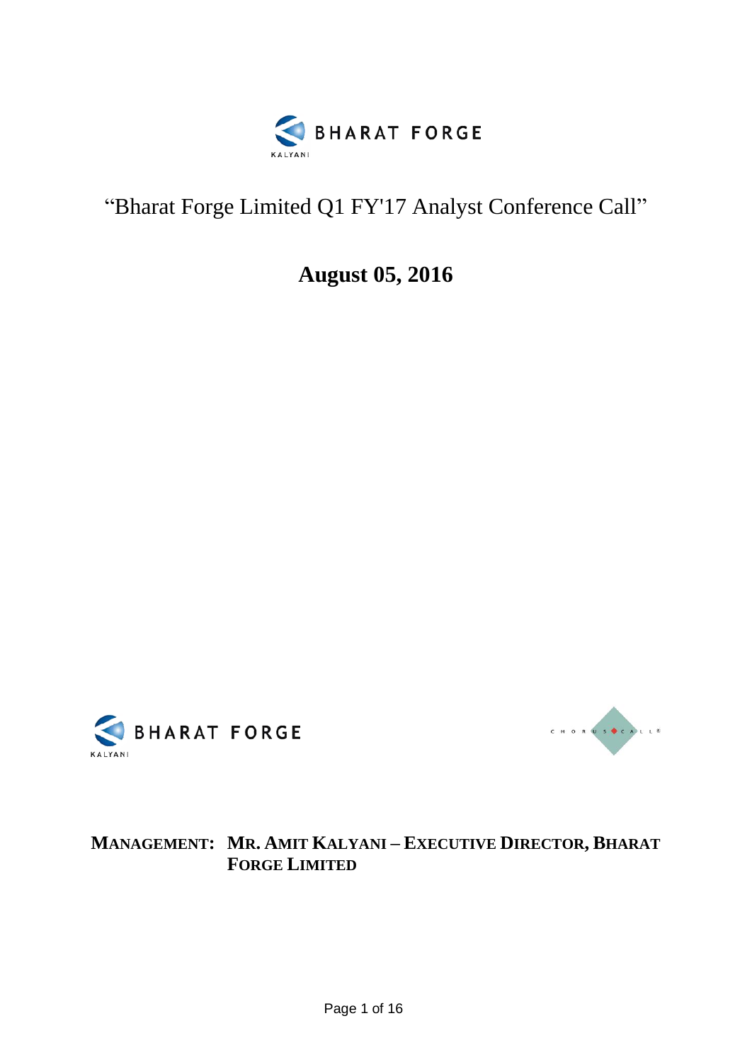# "Bharat Forge Limited Q1 FY'17 Analyst Conference Call"

## August 05, 2016

**MANAGEMENT: MR. AMIT KALYANI – EXECUTIVE DIRECTOR, BHARAT FORGE LIMITED**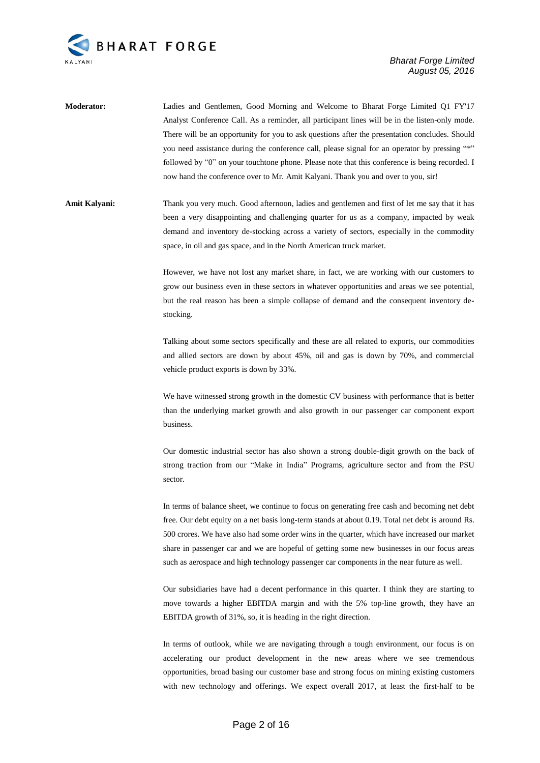**Moderator:** Ladies and Gentlemen, Good Morning and Welcome to Bharat Forge Limited Q1 FY'17 Analyst Conference Call. As a reminder, all participant lines will be in the listen-only mode. There will be an opportunity for you to ask questions after the presentation concludes. Should you need assistance during the conference call, please signal for an operator by pressing "*" followed by "0" on your touchtone phone. Please note that this conference is being recorded. I now hand the conference over to Mr. Amit Kalyani. Thank you and over to you, sir!

**Amit Kalyani:** Thank you very much. Good afternoon, ladies and gentlemen and first of let me say that it has been a very disappointing and challenging quarter for us as a company, impacted by weak demand and inventory de-stocking across a variety of sectors, especially in the commodity space, in oil and gas space, and in the North American truck market.

However, we have not lost any market share, in fact, we are working with our customers to grow our business even in these sectors in whatever opportunities and areas we see potential, but the real reason has been a simple collapse of demand and the consequent inventory de-stocking.

Talking about some sectors specifically and these are all related to exports, our commodities and allied sectors are down by about 45%, oil and gas is down by 70%, and commercial vehicle product exports is down by 33%.

We have witnessed strong growth in the domestic CV business with performance that is better than the underlying market growth and also growth in our passenger car component export business.

Our domestic industrial sector has also shown a strong double-digit growth on the back of strong traction from our "Make in India" Programs, agriculture sector and from the PSU sector.

In terms of balance sheet, we continue to focus on generating free cash and becoming net debt free. Our debt equity on a net basis long-term stands at about 0.19. Total net debt is around Rs. 500 crores. We have also had some order wins in the quarter, which have increased our market share in passenger car and we are hopeful of getting some new businesses in our focus areas such as aerospace and high technology passenger car components in the near future as well.

Our subsidiaries have had a decent performance in this quarter. I think they are starting to move towards a higher EBITDA margin and with the 5% top-line growth, they have an EBITDA growth of 31%, so, it is heading in the right direction.

In terms of outlook, while we are navigating through a tough environment, our focus is on accelerating our product development in the new areas where we see tremendous opportunities, broad basing our customer base and strong focus on mining existing customers with new technology and offerings. We expect overall 2017, at least the first-half to be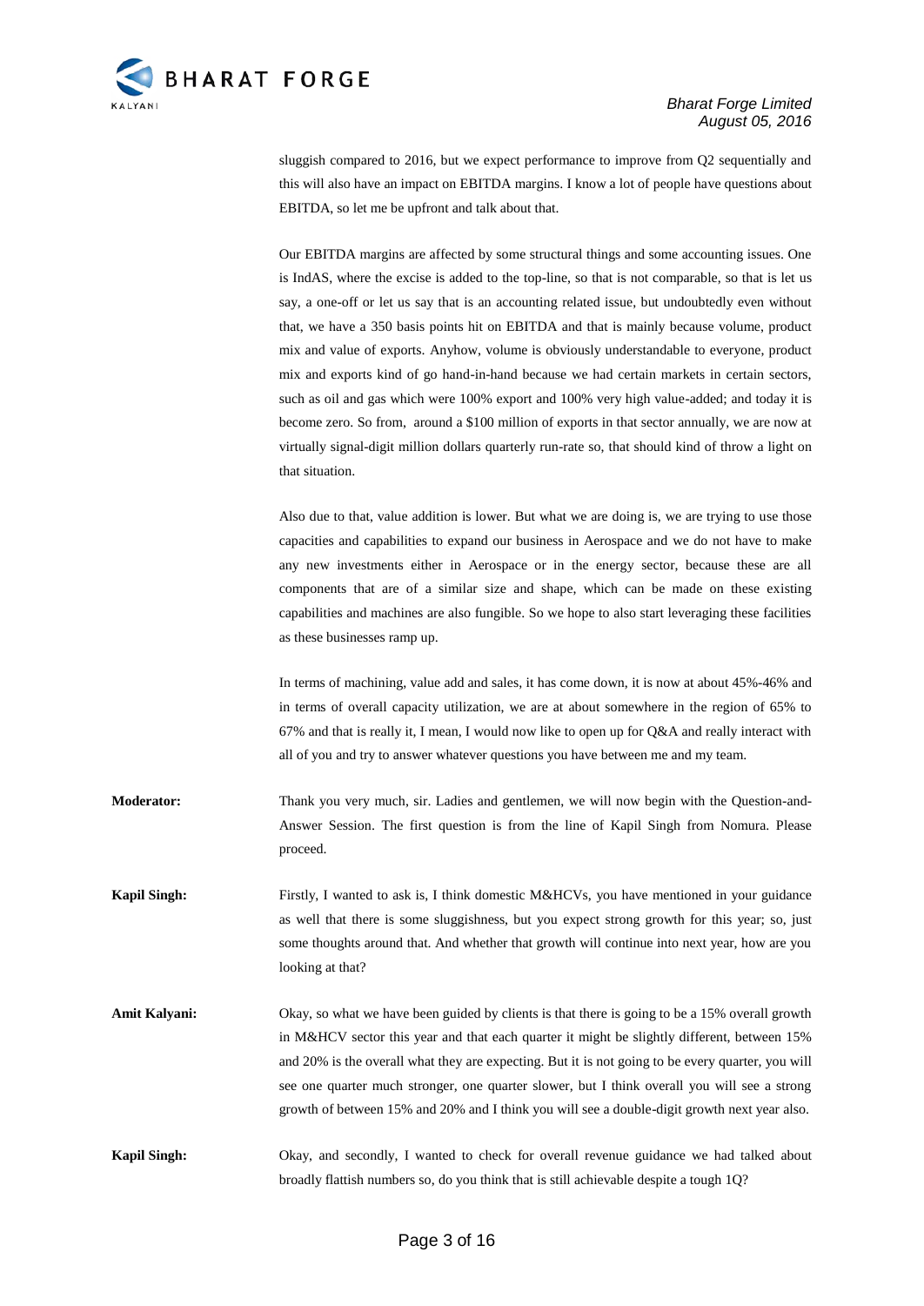sluggish compared to 2016, but we expect performance to improve from Q2 sequentially and this will also have an impact on EBITDA margins. I know a lot of people have questions about EBITDA, so let me be upfront and talk about that.

Our EBITDA margins are affected by some structural things and some accounting issues. One is IndAS, where the excise is added to the top-line, so that is not comparable, so that is let us say, a one-off or let us say that is an accounting related issue, but undoubtedly even without that, we have a 350 basis points hit on EBITDA and that is mainly because volume, product mix and value of exports. Anyhow, volume is obviously understandable to everyone, product mix and exports kind of go hand-in-hand because we had certain markets in certain sectors, such as oil and gas which were 100% export and 100% very high value-added; and today it is become zero. So from, around a $100 million of exports in that sector annually, we are now at virtually signal-digit million dollars quarterly run-rate so, that should kind of throw a light on that situation.

Also due to that, value addition is lower. But what we are doing is, we are trying to use those capacities and capabilities to expand our business in Aerospace and we do not have to make any new investments either in Aerospace or in the energy sector, because these are all components that are of a similar size and shape, which can be made on these existing capabilities and machines are also fungible. So we hope to also start leveraging these facilities as these businesses ramp up.

In terms of machining, value add and sales, it has come down, it is now at about 45%-46% and in terms of overall capacity utilization, we are at about somewhere in the region of 65% to 67% and that is really it, I mean, I would now like to open up for Q&A and really interact with all of you and try to answer whatever questions you have between me and my team.

**Moderator:** Thank you very much, sir. Ladies and gentlemen, we will now begin with the Question-and-Answer Session. The first question is from the line of Kapil Singh from Nomura. Please proceed.

**Kapil Singh:** Firstly, I wanted to ask is, I think domestic M&HCVs, you have mentioned in your guidance as well that there is some sluggishness, but you expect strong growth for this year; so, just some thoughts around that. And whether that growth will continue into next year, how are you looking at that?

**Amit Kalyani:** Okay, so what we have been guided by clients is that there is going to be a 15% overall growth in M&HCV sector this year and that each quarter it might be slightly different, between 15% and 20% is the overall what they are expecting. But it is not going to be every quarter, you will see one quarter much stronger, one quarter slower, but I think overall you will see a strong growth of between 15% and 20% and I think you will see a double-digit growth next year also.

**Kapil Singh:** Okay, and secondly, I wanted to check for overall revenue guidance we had talked about broadly flattish numbers so, do you think that is still achievable despite a tough 1Q?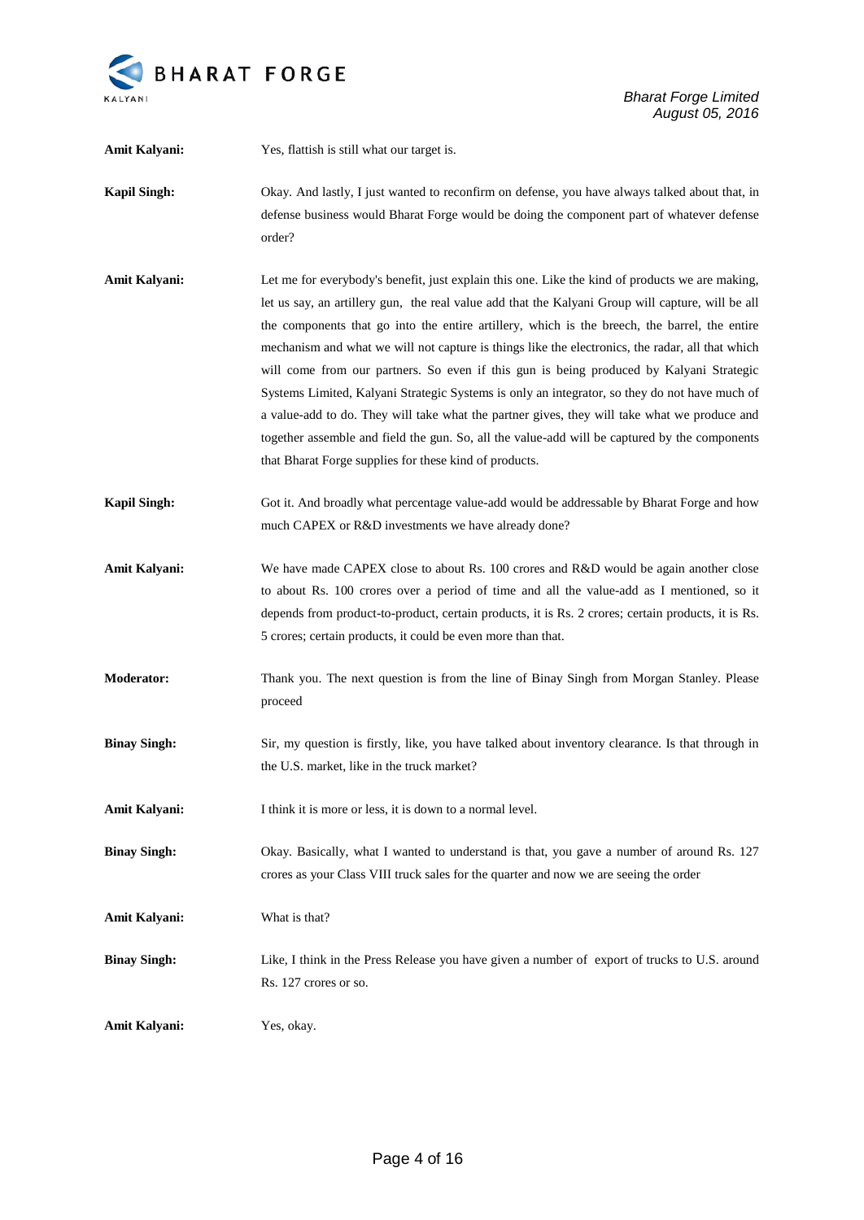**Amit Kalyani:** Yes, flattish is still what our target is.

**Kapil Singh:** Okay. And lastly, I just wanted to reconfirm on defense, you have always talked about that, in defense business would Bharat Forge would be doing the component part of whatever defense order?

**Amit Kalyani:** Let me for everybody's benefit, just explain this one. Like the kind of products we are making, let us say, an artillery gun, the real value add that the Kalyani Group will capture, will be all the components that go into the entire artillery, which is the breech, the barrel, the entire mechanism and what we will not capture is things like the electronics, the radar, all that which will come from our partners. So even if this gun is being produced by Kalyani Strategic Systems Limited, Kalyani Strategic Systems is only an integrator, so they do not have much of a value-add to do. They will take what the partner gives, they will take what we produce and together assemble and field the gun. So, all the value-add will be captured by the components that Bharat Forge supplies for these kind of products.

**Kapil Singh:** Got it. And broadly what percentage value-add would be addressable by Bharat Forge and how much CAPEX or R&D investments we have already done?

**Amit Kalyani:** We have made CAPEX close to about Rs. 100 crores and R&D would be again another close to about Rs. 100 crores over a period of time and all the value-add as I mentioned, so it depends from product-to-product, certain products, it is Rs. 2 crores; certain products, it is Rs. 5 crores; certain products, it could be even more than that.

**Moderator:** Thank you. The next question is from the line of Binay Singh from Morgan Stanley. Please proceed

**Binay Singh:** Sir, my question is firstly, like, you have talked about inventory clearance. Is that through in the U.S. market, like in the truck market?

**Amit Kalyani:** I think it is more or less, it is down to a normal level.

**Binay Singh:** Okay. Basically, what I wanted to understand is that, you gave a number of around Rs. 127 crores as your Class VIII truck sales for the quarter and now we are seeing the order

**Amit Kalyani:** What is that?

**Binay Singh:** Like, I think in the Press Release you have given a number of export of trucks to U.S. around Rs. 127 crores or so.

**Amit Kalyani:** Yes, okay.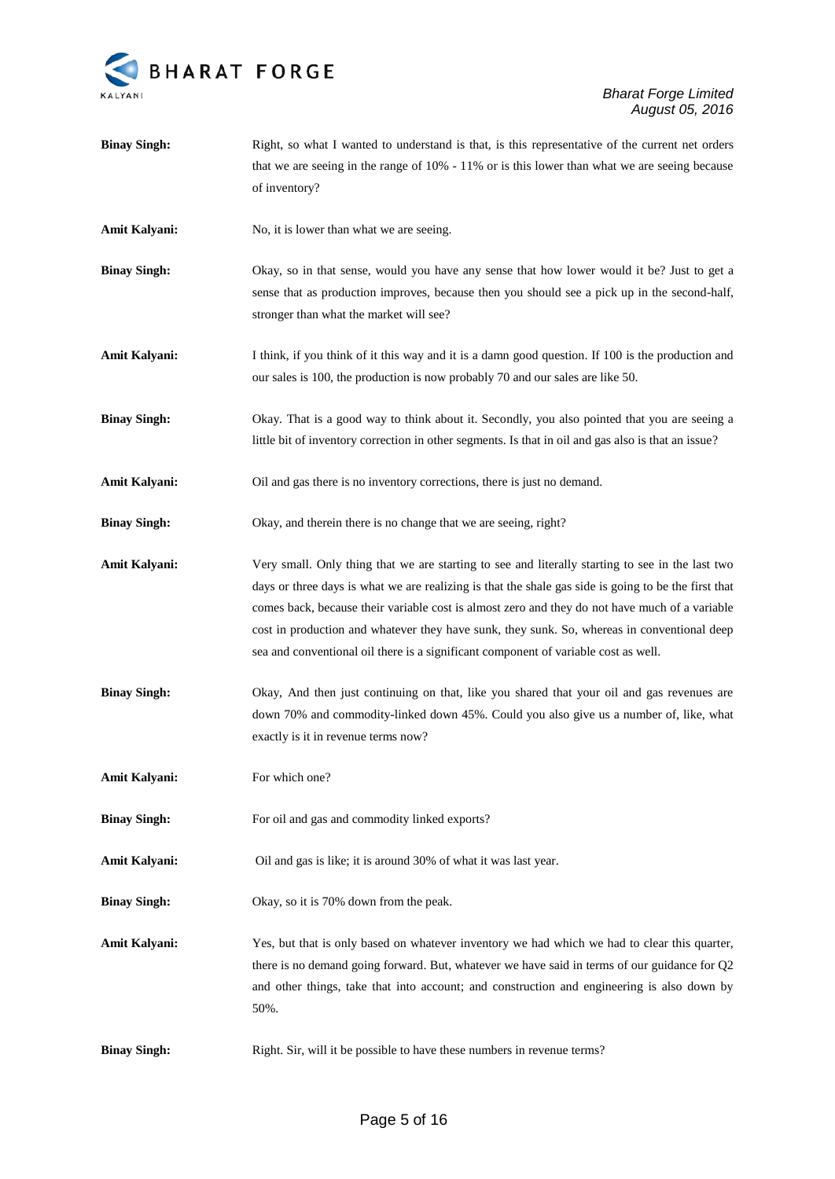**Binay Singh:** Right, so what I wanted to understand is that, is this representative of the current net orders that we are seeing in the range of 10% - 11% or is this lower than what we are seeing because of inventory?

**Amit Kalyani:** No, it is lower than what we are seeing.

**Binay Singh:** Okay, so in that sense, would you have any sense that how lower would it be? Just to get a sense that as production improves, because then you should see a pick up in the second-half, stronger than what the market will see?

**Amit Kalyani:** I think, if you think of it this way and it is a damn good question. If 100 is the production and our sales is 100, the production is now probably 70 and our sales are like 50.

**Binay Singh:** Okay. That is a good way to think about it. Secondly, you also pointed that you are seeing a little bit of inventory correction in other segments. Is that in oil and gas also is that an issue?

**Amit Kalyani:** Oil and gas there is no inventory corrections, there is just no demand.

**Binay Singh:** Okay, and therein there is no change that we are seeing, right?

**Amit Kalyani:** Very small. Only thing that we are starting to see and literally starting to see in the last two days or three days is what we are realizing is that the shale gas side is going to be the first that comes back, because their variable cost is almost zero and they do not have much of a variable cost in production and whatever they have sunk, they sunk. So, whereas in conventional deep sea and conventional oil there is a significant component of variable cost as well.

**Binay Singh:** Okay, And then just continuing on that, like you shared that your oil and gas revenues are down 70% and commodity-linked down 45%. Could you also give us a number of, like, what exactly is it in revenue terms now?

**Amit Kalyani:** For which one?

**Binay Singh:** For oil and gas and commodity linked exports?

**Amit Kalyani:** Oil and gas is like; it is around 30% of what it was last year.

**Binay Singh:** Okay, so it is 70% down from the peak.

**Amit Kalyani:** Yes, but that is only based on whatever inventory we had which we had to clear this quarter, there is no demand going forward. But, whatever we have said in terms of our guidance for Q2 and other things, take that into account; and construction and engineering is also down by 50%.

**Binay Singh:** Right. Sir, will it be possible to have these numbers in revenue terms?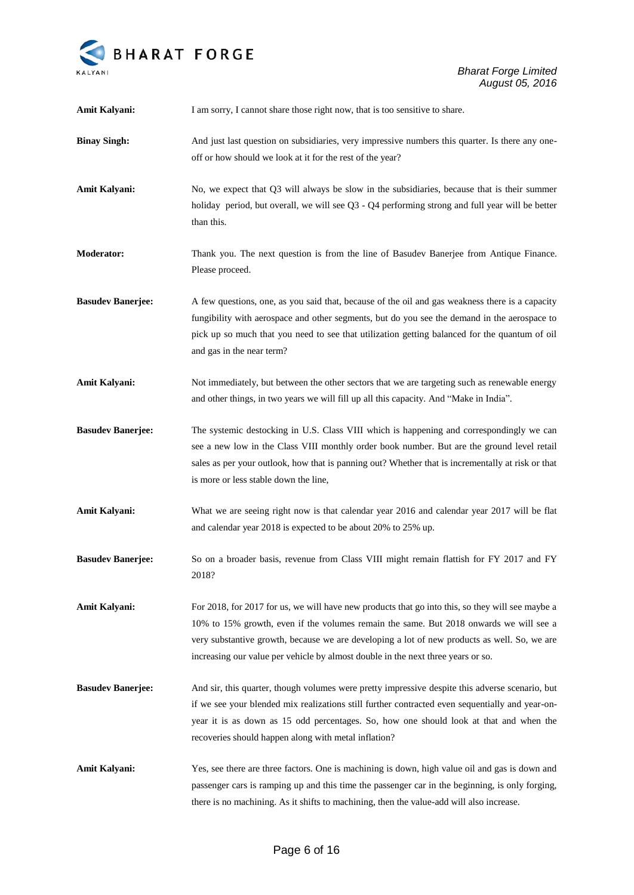**Amit Kalyani:** I am sorry, I cannot share those right now, that is too sensitive to share.

**Binay Singh:** And just last question on subsidiaries, very impressive numbers this quarter. Is there any one-off or how should we look at it for the rest of the year?

**Amit Kalyani:** No, we expect that Q3 will always be slow in the subsidiaries, because that is their summer holiday period, but overall, we will see Q3 - Q4 performing strong and full year will be better than this.

**Moderator:** Thank you. The next question is from the line of Basudev Banerjee from Antique Finance. Please proceed.

**Basudev Banerjee:** A few questions, one, as you said that, because of the oil and gas weakness there is a capacity fungibility with aerospace and other segments, but do you see the demand in the aerospace to pick up so much that you need to see that utilization getting balanced for the quantum of oil and gas in the near term?

**Amit Kalyani:** Not immediately, but between the other sectors that we are targeting such as renewable energy and other things, in two years we will fill up all this capacity. And "Make in India".

**Basudev Banerjee:** The systemic destocking in U.S. Class VIII which is happening and correspondingly we can see a new low in the Class VIII monthly order book number. But are the ground level retail sales as per your outlook, how that is panning out? Whether that is incrementally at risk or that is more or less stable down the line,

**Amit Kalyani:** What we are seeing right now is that calendar year 2016 and calendar year 2017 will be flat and calendar year 2018 is expected to be about 20% to 25% up.

**Basudev Banerjee:** So on a broader basis, revenue from Class VIII might remain flattish for FY 2017 and FY 2018?

**Amit Kalyani:** For 2018, for 2017 for us, we will have new products that go into this, so they will see maybe a 10% to 15% growth, even if the volumes remain the same. But 2018 onwards we will see a very substantive growth, because we are developing a lot of new products as well. So, we are increasing our value per vehicle by almost double in the next three years or so.

**Basudev Banerjee:** And sir, this quarter, though volumes were pretty impressive despite this adverse scenario, but if we see your blended mix realizations still further contracted even sequentially and year-on-year it is as down as 15 odd percentages. So, how one should look at that and when the recoveries should happen along with metal inflation?

**Amit Kalyani:** Yes, see there are three factors. One is machining is down, high value oil and gas is down and passenger cars is ramping up and this time the passenger car in the beginning, is only forging, there is no machining. As it shifts to machining, then the value-add will also increase.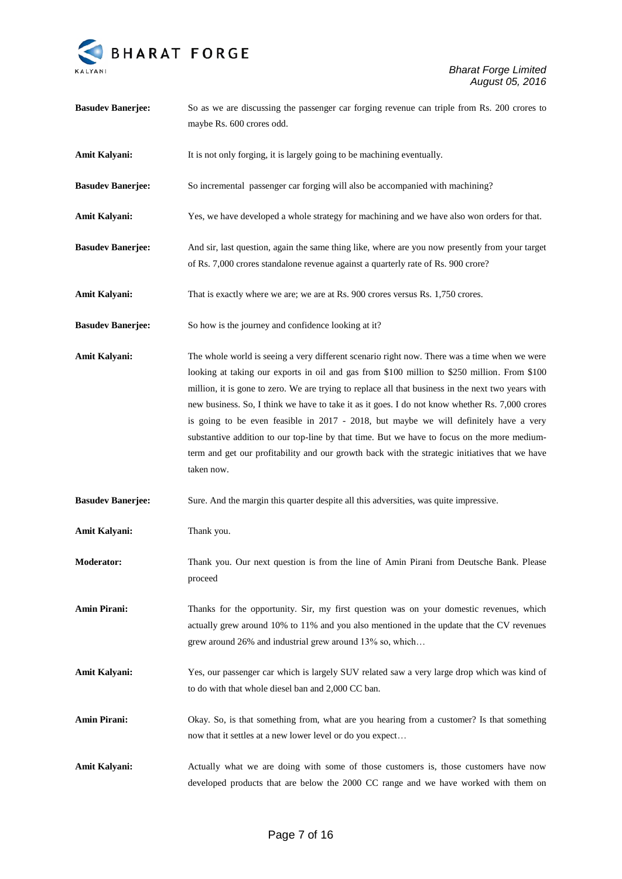**Basudev Banerjee:** So as we are discussing the passenger car forging revenue can triple from Rs. 200 crores to maybe Rs. 600 crores odd.

**Amit Kalyani:** It is not only forging, it is largely going to be machining eventually.

**Basudev Banerjee:** So incremental passenger car forging will also be accompanied with machining?

**Amit Kalyani:** Yes, we have developed a whole strategy for machining and we have also won orders for that.

**Basudev Banerjee:** And sir, last question, again the same thing like, where are you now presently from your target of Rs. 7,000 crores standalone revenue against a quarterly rate of Rs. 900 crore?

**Amit Kalyani:** That is exactly where we are; we are at Rs. 900 crores versus Rs. 1,750 crores.

**Basudev Banerjee:** So how is the journey and confidence looking at it?

**Amit Kalyani:** The whole world is seeing a very different scenario right now. There was a time when we were looking at taking our exports in oil and gas from $100 million to $250 million. From $100 million, it is gone to zero. We are trying to replace all that business in the next two years with new business. So, I think we have to take it as it goes. I do not know whether Rs. 7,000 crores is going to be even feasible in 2017 - 2018, but maybe we will definitely have a very substantive addition to our top-line by that time. But we have to focus on the more medium-term and get our profitability and our growth back with the strategic initiatives that we have taken now.

**Basudev Banerjee:** Sure. And the margin this quarter despite all this adversities, was quite impressive.

**Amit Kalyani:** Thank you.

**Moderator:** Thank you. Our next question is from the line of Amin Pirani from Deutsche Bank. Please proceed

**Amin Pirani:** Thanks for the opportunity. Sir, my first question was on your domestic revenues, which actually grew around 10% to 11% and you also mentioned in the update that the CV revenues grew around 26% and industrial grew around 13% so, which…

**Amit Kalyani:** Yes, our passenger car which is largely SUV related saw a very large drop which was kind of to do with that whole diesel ban and 2,000 CC ban.

**Amin Pirani:** Okay. So, is that something from, what are you hearing from a customer? Is that something now that it settles at a new lower level or do you expect…

**Amit Kalyani:** Actually what we are doing with some of those customers is, those customers have now developed products that are below the 2000 CC range and we have worked with them on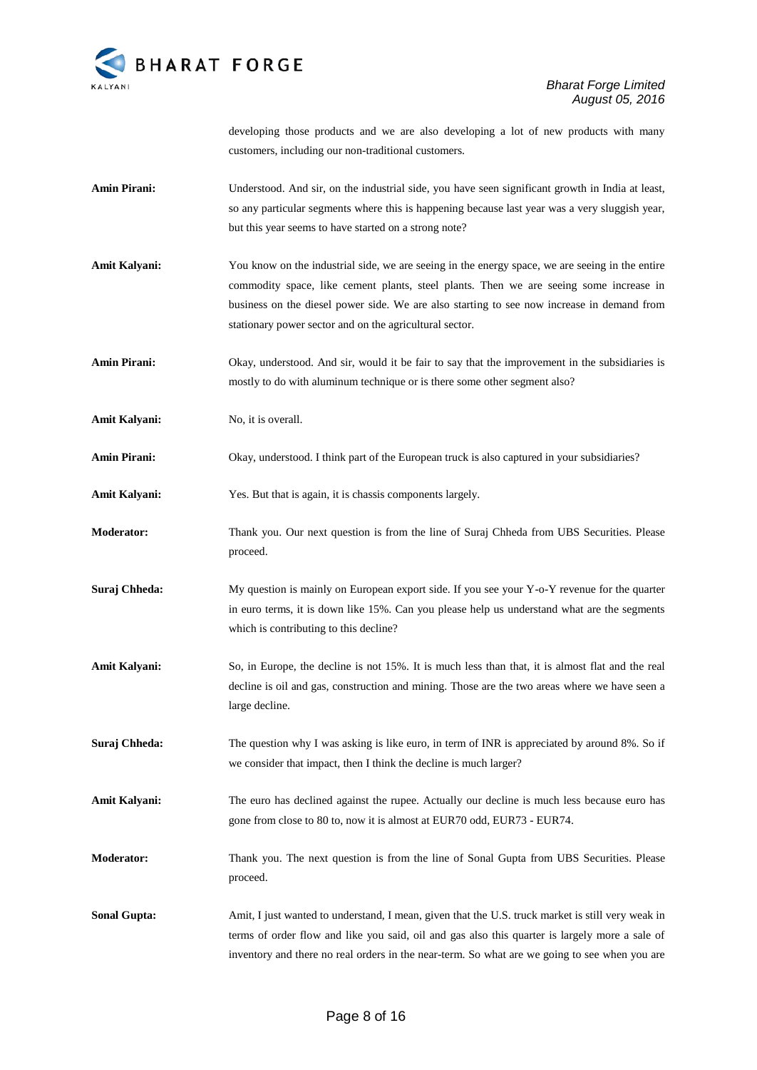developing those products and we are also developing a lot of new products with many customers, including our non-traditional customers.

**Amin Pirani:** Understood. And sir, on the industrial side, you have seen significant growth in India at least, so any particular segments where this is happening because last year was a very sluggish year, but this year seems to have started on a strong note?

**Amit Kalyani:** You know on the industrial side, we are seeing in the energy space, we are seeing in the entire commodity space, like cement plants, steel plants. Then we are seeing some increase in business on the diesel power side. We are also starting to see now increase in demand from stationary power sector and on the agricultural sector.

**Amin Pirani:** Okay, understood. And sir, would it be fair to say that the improvement in the subsidiaries is mostly to do with aluminum technique or is there some other segment also?

**Amit Kalyani:** No, it is overall.

**Amin Pirani:** Okay, understood. I think part of the European truck is also captured in your subsidiaries?

**Amit Kalyani:** Yes. But that is again, it is chassis components largely.

**Moderator:** Thank you. Our next question is from the line of Suraj Chheda from UBS Securities. Please proceed.

**Suraj Chheda:** My question is mainly on European export side. If you see your Y-o-Y revenue for the quarter in euro terms, it is down like 15%. Can you please help us understand what are the segments which is contributing to this decline?

**Amit Kalyani:** So, in Europe, the decline is not 15%. It is much less than that, it is almost flat and the real decline is oil and gas, construction and mining. Those are the two areas where we have seen a large decline.

**Suraj Chheda:** The question why I was asking is like euro, in term of INR is appreciated by around 8%. So if we consider that impact, then I think the decline is much larger?

**Amit Kalyani:** The euro has declined against the rupee. Actually our decline is much less because euro has gone from close to 80 to, now it is almost at EUR70 odd, EUR73 - EUR74.

**Moderator:** Thank you. The next question is from the line of Sonal Gupta from UBS Securities. Please proceed.

**Sonal Gupta:** Amit, I just wanted to understand, I mean, given that the U.S. truck market is still very weak in terms of order flow and like you said, oil and gas also this quarter is largely more a sale of inventory and there no real orders in the near-term. So what are we going to see when you are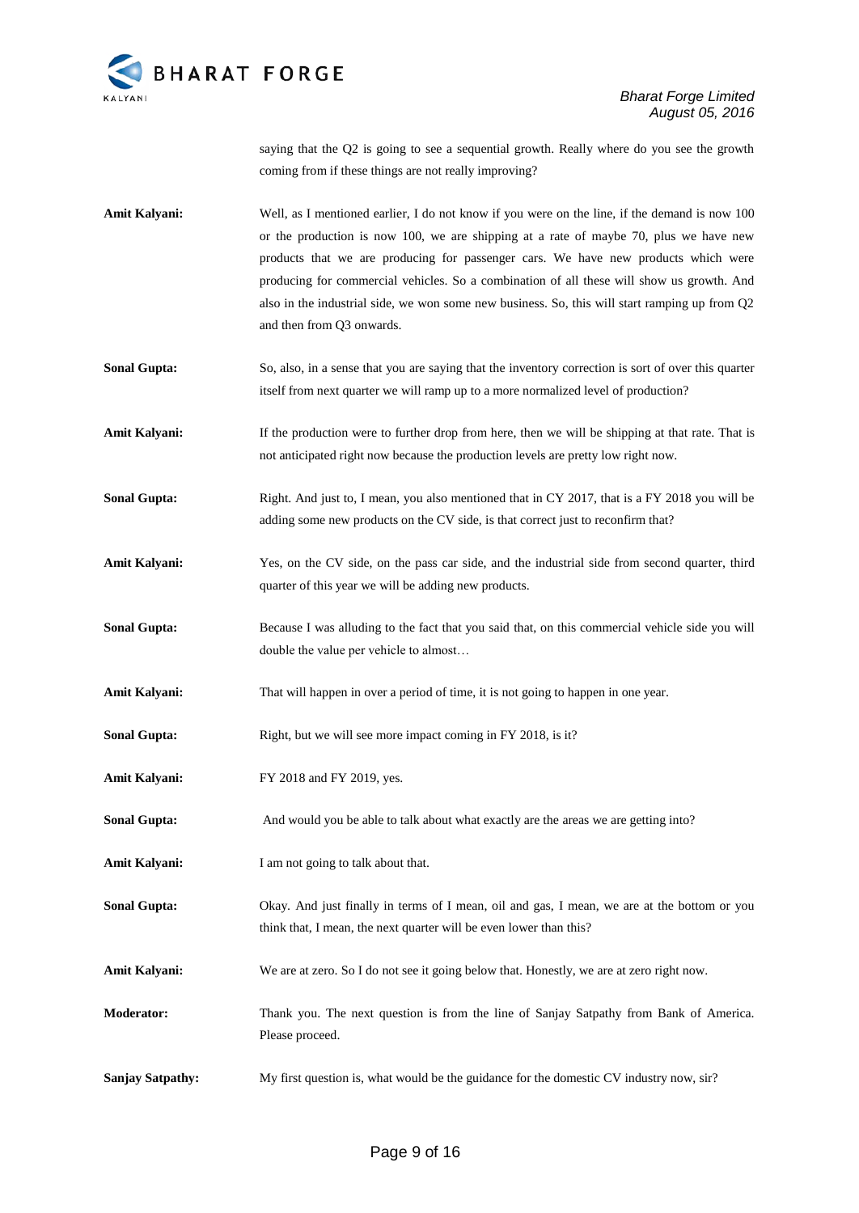saying that the Q2 is going to see a sequential growth. Really where do you see the growth coming from if these things are not really improving?

**Amit Kalyani:** Well, as I mentioned earlier, I do not know if you were on the line, if the demand is now 100 or the production is now 100, we are shipping at a rate of maybe 70, plus we have new products that we are producing for passenger cars. We have new products which were producing for commercial vehicles. So a combination of all these will show us growth. And also in the industrial side, we won some new business. So, this will start ramping up from Q2 and then from Q3 onwards.

**Sonal Gupta:** So, also, in a sense that you are saying that the inventory correction is sort of over this quarter itself from next quarter we will ramp up to a more normalized level of production?

**Amit Kalyani:** If the production were to further drop from here, then we will be shipping at that rate. That is not anticipated right now because the production levels are pretty low right now.

**Sonal Gupta:** Right. And just to, I mean, you also mentioned that in CY 2017, that is a FY 2018 you will be adding some new products on the CV side, is that correct just to reconfirm that?

**Amit Kalyani:** Yes, on the CV side, on the pass car side, and the industrial side from second quarter, third quarter of this year we will be adding new products.

**Sonal Gupta:** Because I was alluding to the fact that you said that, on this commercial vehicle side you will double the value per vehicle to almost…

**Amit Kalyani:** That will happen in over a period of time, it is not going to happen in one year.

**Sonal Gupta:** Right, but we will see more impact coming in FY 2018, is it?

**Amit Kalyani:** FY 2018 and FY 2019, yes.

**Sonal Gupta:** And would you be able to talk about what exactly are the areas we are getting into?

**Amit Kalyani:** I am not going to talk about that.

**Sonal Gupta:** Okay. And just finally in terms of I mean, oil and gas, I mean, we are at the bottom or you think that, I mean, the next quarter will be even lower than this?

**Amit Kalyani:** We are at zero. So I do not see it going below that. Honestly, we are at zero right now.

**Moderator:** Thank you. The next question is from the line of Sanjay Satpathy from Bank of America. Please proceed.

**Sanjay Satpathy:** My first question is, what would be the guidance for the domestic CV industry now, sir?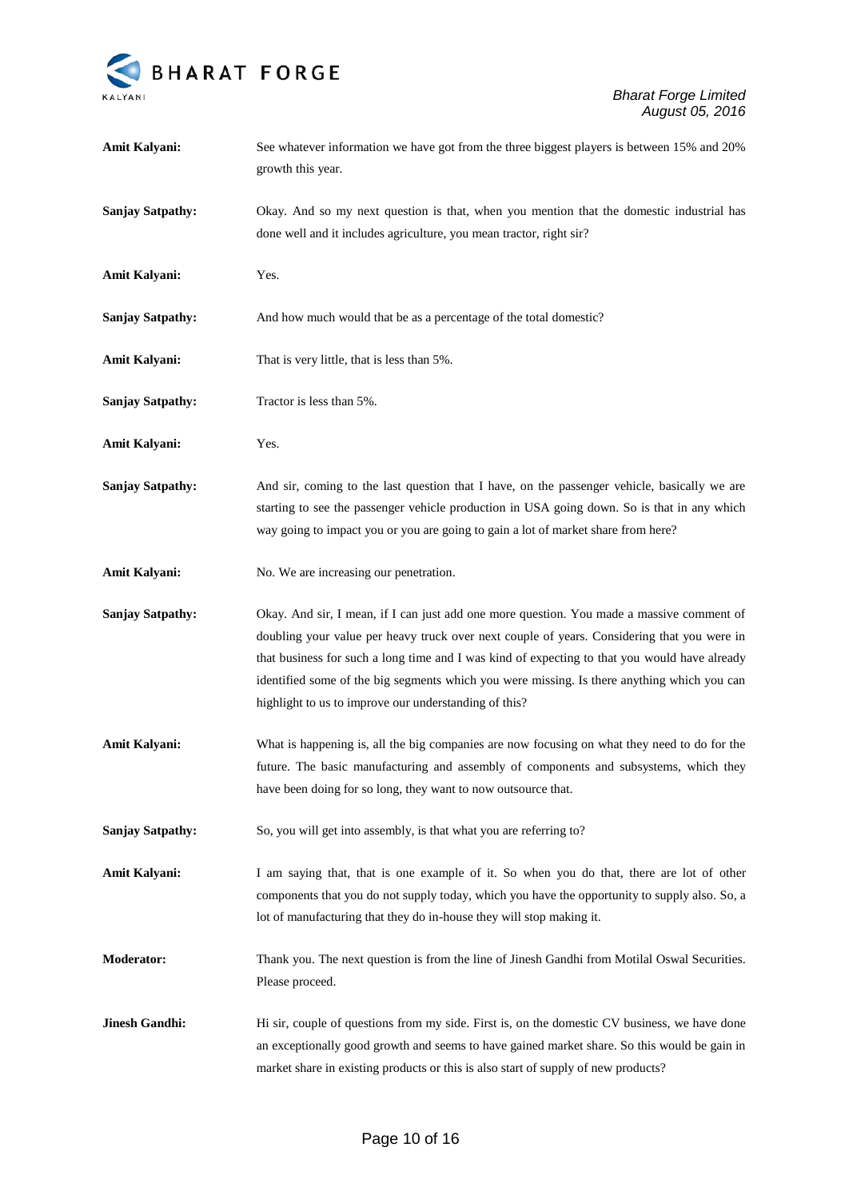**Amit Kalyani:** See whatever information we have got from the three biggest players is between 15% and 20% growth this year.

**Sanjay Satpathy:** Okay. And so my next question is that, when you mention that the domestic industrial has done well and it includes agriculture, you mean tractor, right sir?

**Amit Kalyani:** Yes.

**Sanjay Satpathy:** And how much would that be as a percentage of the total domestic?

**Amit Kalyani:** That is very little, that is less than 5%.

**Sanjay Satpathy:** Tractor is less than 5%.

**Amit Kalyani:** Yes.

**Sanjay Satpathy:** And sir, coming to the last question that I have, on the passenger vehicle, basically we are starting to see the passenger vehicle production in USA going down. So is that in any which way going to impact you or you are going to gain a lot of market share from here?

**Amit Kalyani:** No. We are increasing our penetration.

**Sanjay Satpathy:** Okay. And sir, I mean, if I can just add one more question. You made a massive comment of doubling your value per heavy truck over next couple of years. Considering that you were in that business for such a long time and I was kind of expecting to that you would have already identified some of the big segments which you were missing. Is there anything which you can highlight to us to improve our understanding of this?

**Amit Kalyani:** What is happening is, all the big companies are now focusing on what they need to do for the future. The basic manufacturing and assembly of components and subsystems, which they have been doing for so long, they want to now outsource that.

**Sanjay Satpathy:** So, you will get into assembly, is that what you are referring to?

**Amit Kalyani:** I am saying that, that is one example of it. So when you do that, there are lot of other components that you do not supply today, which you have the opportunity to supply also. So, a lot of manufacturing that they do in-house they will stop making it.

**Moderator:** Thank you. The next question is from the line of Jinesh Gandhi from Motilal Oswal Securities. Please proceed.

**Jinesh Gandhi:** Hi sir, couple of questions from my side. First is, on the domestic CV business, we have done an exceptionally good growth and seems to have gained market share. So this would be gain in market share in existing products or this is also start of supply of new products?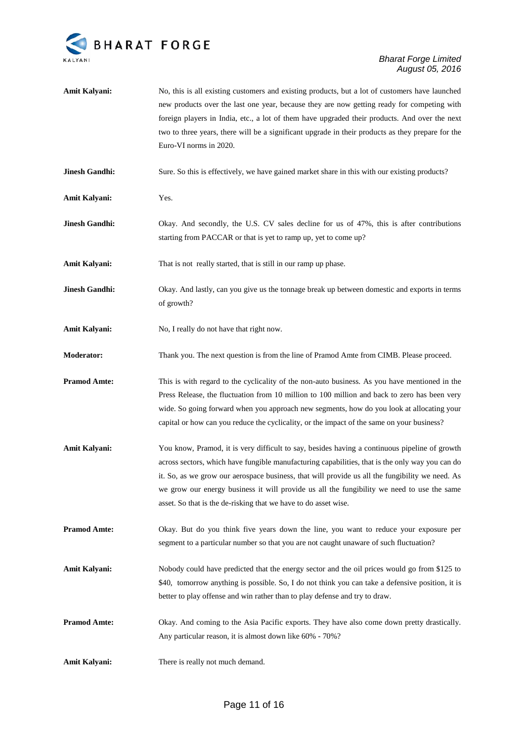**Amit Kalyani:** No, this is all existing customers and existing products, but a lot of customers have launched new products over the last one year, because they are now getting ready for competing with foreign players in India, etc., a lot of them have upgraded their products. And over the next two to three years, there will be a significant upgrade in their products as they prepare for the Euro-VI norms in 2020.

**Jinesh Gandhi:** Sure. So this is effectively, we have gained market share in this with our existing products?

**Amit Kalyani:** Yes.

**Jinesh Gandhi:** Okay. And secondly, the U.S. CV sales decline for us of 47%, this is after contributions starting from PACCAR or that is yet to ramp up, yet to come up?

**Amit Kalyani:** That is not really started, that is still in our ramp up phase.

**Jinesh Gandhi:** Okay. And lastly, can you give us the tonnage break up between domestic and exports in terms of growth?

**Amit Kalyani:** No, I really do not have that right now.

**Moderator:** Thank you. The next question is from the line of Pramod Amte from CIMB. Please proceed.

**Pramod Amte:** This is with regard to the cyclicality of the non-auto business. As you have mentioned in the Press Release, the fluctuation from 10 million to 100 million and back to zero has been very wide. So going forward when you approach new segments, how do you look at allocating your capital or how can you reduce the cyclicality, or the impact of the same on your business?

**Amit Kalyani:** You know, Pramod, it is very difficult to say, besides having a continuous pipeline of growth across sectors, which have fungible manufacturing capabilities, that is the only way you can do it. So, as we grow our aerospace business, that will provide us all the fungibility we need. As we grow our energy business it will provide us all the fungibility we need to use the same asset. So that is the de-risking that we have to do asset wise.

**Pramod Amte:** Okay. But do you think five years down the line, you want to reduce your exposure per segment to a particular number so that you are not caught unaware of such fluctuation?

**Amit Kalyani:** Nobody could have predicted that the energy sector and the oil prices would go from $125 to $40, tomorrow anything is possible. So, I do not think you can take a defensive position, it is better to play offense and win rather than to play defense and try to draw.

**Pramod Amte:** Okay. And coming to the Asia Pacific exports. They have also come down pretty drastically. Any particular reason, it is almost down like 60% - 70%?

**Amit Kalyani:** There is really not much demand.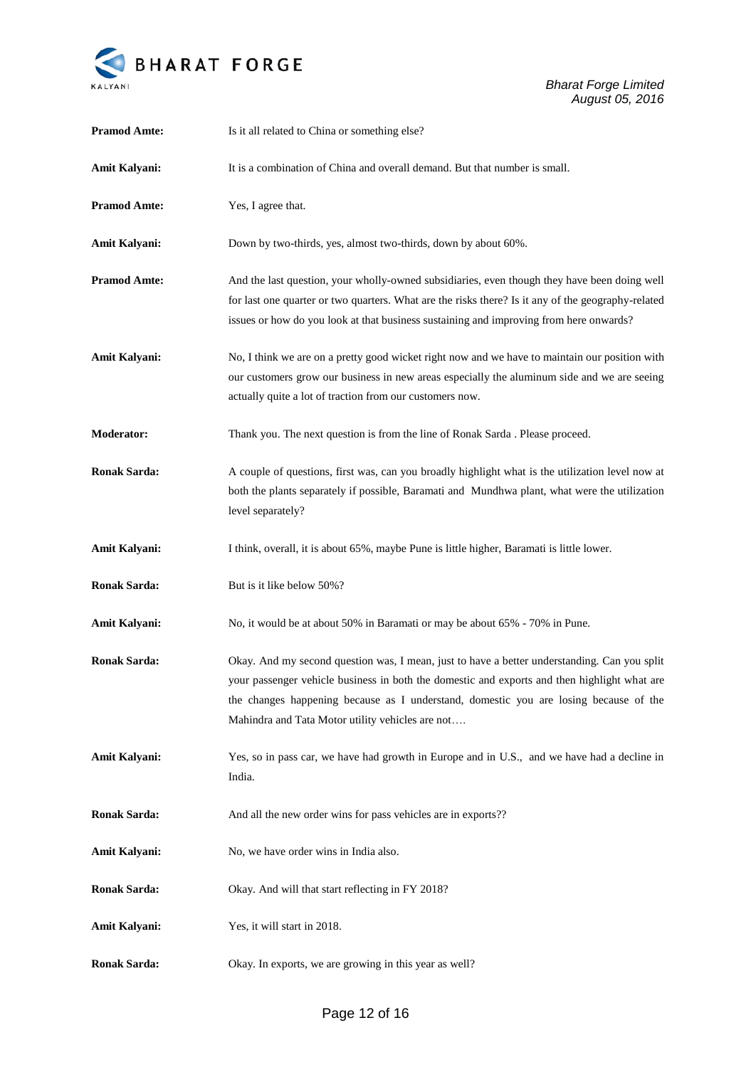**Pramod Amte:** Is it all related to China or something else?

**Amit Kalyani:** It is a combination of China and overall demand. But that number is small.

**Pramod Amte:** Yes, I agree that.

**Amit Kalyani:** Down by two-thirds, yes, almost two-thirds, down by about 60%.

**Pramod Amte:** And the last question, your wholly-owned subsidiaries, even though they have been doing well for last one quarter or two quarters. What are the risks there? Is it any of the geography-related issues or how do you look at that business sustaining and improving from here onwards?

**Amit Kalyani:** No, I think we are on a pretty good wicket right now and we have to maintain our position with our customers grow our business in new areas especially the aluminum side and we are seeing actually quite a lot of traction from our customers now.

**Moderator:** Thank you. The next question is from the line of Ronak Sarda . Please proceed.

**Ronak Sarda:** A couple of questions, first was, can you broadly highlight what is the utilization level now at both the plants separately if possible, Baramati and Mundhwa plant, what were the utilization level separately?

**Amit Kalyani:** I think, overall, it is about 65%, maybe Pune is little higher, Baramati is little lower.

**Ronak Sarda:** But is it like below 50%?

**Amit Kalyani:** No, it would be at about 50% in Baramati or may be about 65% - 70% in Pune.

**Ronak Sarda:** Okay. And my second question was, I mean, just to have a better understanding. Can you split your passenger vehicle business in both the domestic and exports and then highlight what are the changes happening because as I understand, domestic you are losing because of the Mahindra and Tata Motor utility vehicles are not….

**Amit Kalyani:** Yes, so in pass car, we have had growth in Europe and in U.S., and we have had a decline in India.

**Ronak Sarda:** And all the new order wins for pass vehicles are in exports??

**Amit Kalyani:** No, we have order wins in India also.

**Ronak Sarda:** Okay. And will that start reflecting in FY 2018?

**Amit Kalyani:** Yes, it will start in 2018.

**Ronak Sarda:** Okay. In exports, we are growing in this year as well?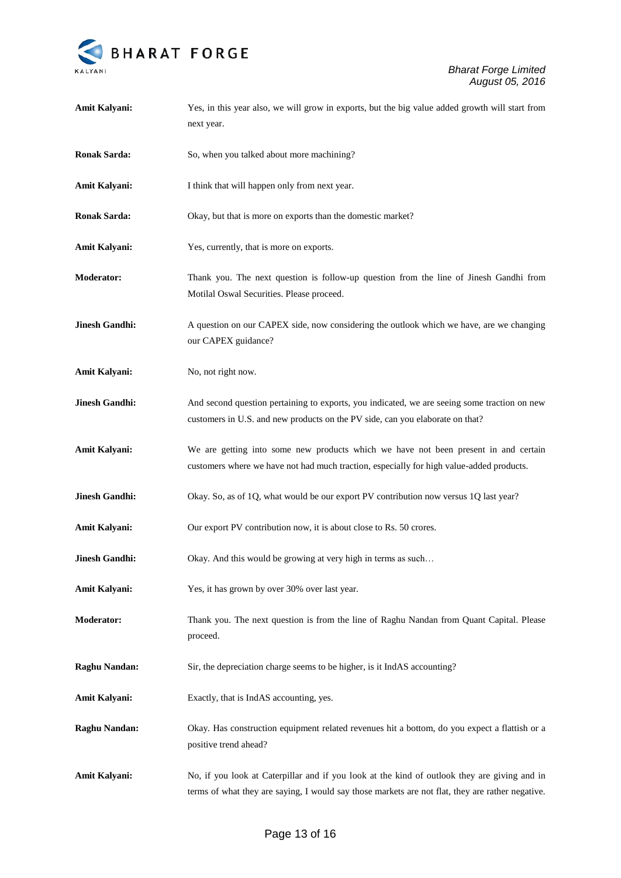**Amit Kalyani:** Yes, in this year also, we will grow in exports, but the big value added growth will start from next year.

**Ronak Sarda:** So, when you talked about more machining?

**Amit Kalyani:** I think that will happen only from next year.

**Ronak Sarda:** Okay, but that is more on exports than the domestic market?

**Amit Kalyani:** Yes, currently, that is more on exports.

**Moderator:** Thank you. The next question is follow-up question from the line of Jinesh Gandhi from Motilal Oswal Securities. Please proceed.

**Jinesh Gandhi:** A question on our CAPEX side, now considering the outlook which we have, are we changing our CAPEX guidance?

**Amit Kalyani:** No, not right now.

**Jinesh Gandhi:** And second question pertaining to exports, you indicated, we are seeing some traction on new customers in U.S. and new products on the PV side, can you elaborate on that?

**Amit Kalyani:** We are getting into some new products which we have not been present in and certain customers where we have not had much traction, especially for high value-added products.

**Jinesh Gandhi:** Okay. So, as of 1Q, what would be our export PV contribution now versus 1Q last year?

**Amit Kalyani:** Our export PV contribution now, it is about close to Rs. 50 crores.

**Jinesh Gandhi:** Okay. And this would be growing at very high in terms as such…

**Amit Kalyani:** Yes, it has grown by over 30% over last year.

**Moderator:** Thank you. The next question is from the line of Raghu Nandan from Quant Capital. Please proceed.

**Raghu Nandan:** Sir, the depreciation charge seems to be higher, is it IndAS accounting?

**Amit Kalyani:** Exactly, that is IndAS accounting, yes.

**Raghu Nandan:** Okay. Has construction equipment related revenues hit a bottom, do you expect a flattish or a positive trend ahead?

**Amit Kalyani:** No, if you look at Caterpillar and if you look at the kind of outlook they are giving and in terms of what they are saying, I would say those markets are not flat, they are rather negative.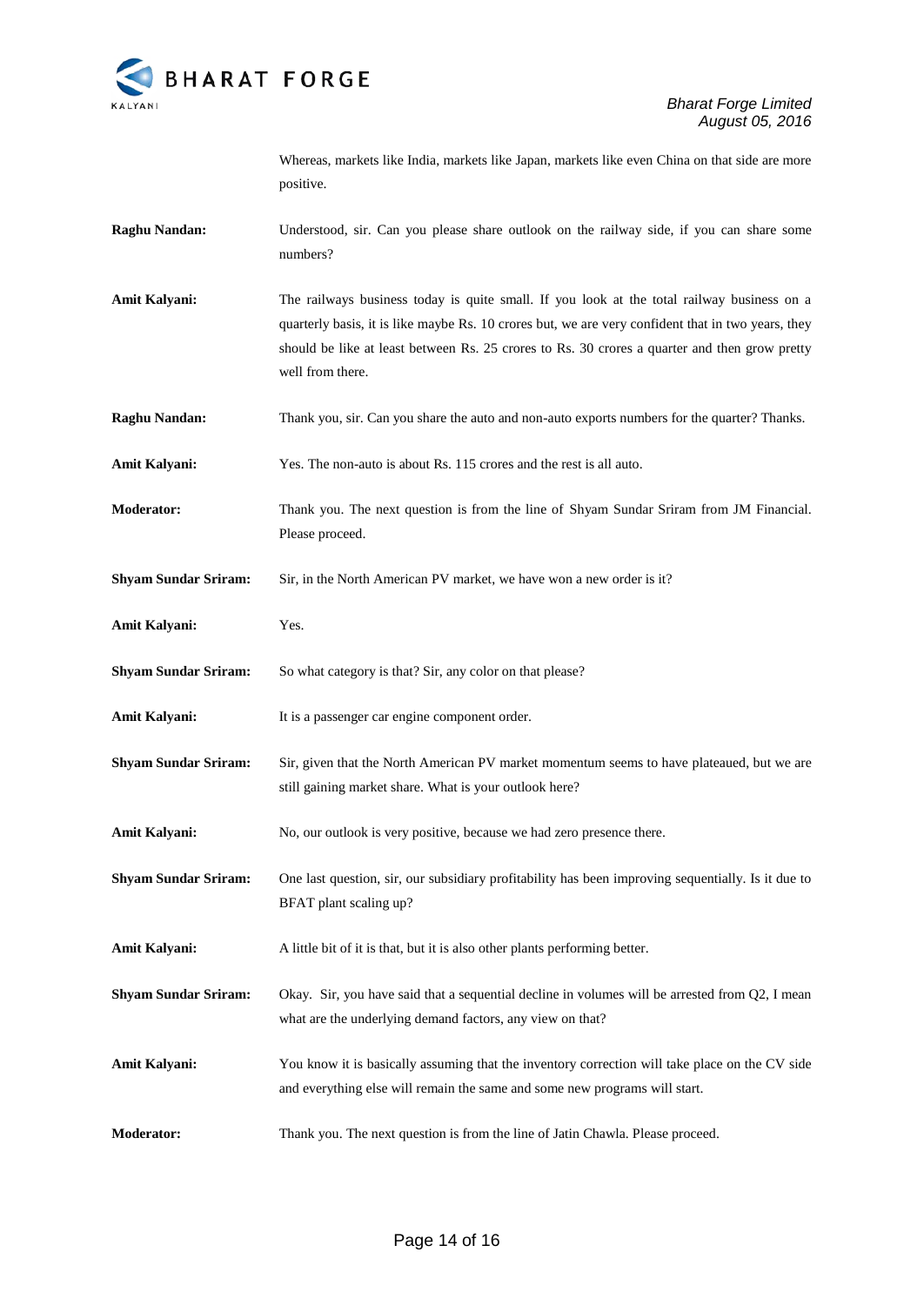Whereas, markets like India, markets like Japan, markets like even China on that side are more positive.

**Raghu Nandan:** Understood, sir. Can you please share outlook on the railway side, if you can share some numbers?

**Amit Kalyani:** The railways business today is quite small. If you look at the total railway business on a quarterly basis, it is like maybe Rs. 10 crores but, we are very confident that in two years, they should be like at least between Rs. 25 crores to Rs. 30 crores a quarter and then grow pretty well from there.

**Raghu Nandan:** Thank you, sir. Can you share the auto and non-auto exports numbers for the quarter? Thanks.

**Amit Kalyani:** Yes. The non-auto is about Rs. 115 crores and the rest is all auto.

**Moderator:** Thank you. The next question is from the line of Shyam Sundar Sriram from JM Financial. Please proceed.

**Shyam Sundar Sriram:** Sir, in the North American PV market, we have won a new order is it?

**Amit Kalyani:** Yes.

**Shyam Sundar Sriram:** So what category is that? Sir, any color on that please?

**Amit Kalyani:** It is a passenger car engine component order.

**Shyam Sundar Sriram:** Sir, given that the North American PV market momentum seems to have plateaued, but we are still gaining market share. What is your outlook here?

**Amit Kalyani:** No, our outlook is very positive, because we had zero presence there.

**Shyam Sundar Sriram:** One last question, sir, our subsidiary profitability has been improving sequentially. Is it due to BFAT plant scaling up?

**Amit Kalyani:** A little bit of it is that, but it is also other plants performing better.

**Shyam Sundar Sriram:** Okay. Sir, you have said that a sequential decline in volumes will be arrested from Q2, I mean what are the underlying demand factors, any view on that?

**Amit Kalyani:** You know it is basically assuming that the inventory correction will take place on the CV side and everything else will remain the same and some new programs will start.

**Moderator:** Thank you. The next question is from the line of Jatin Chawla. Please proceed.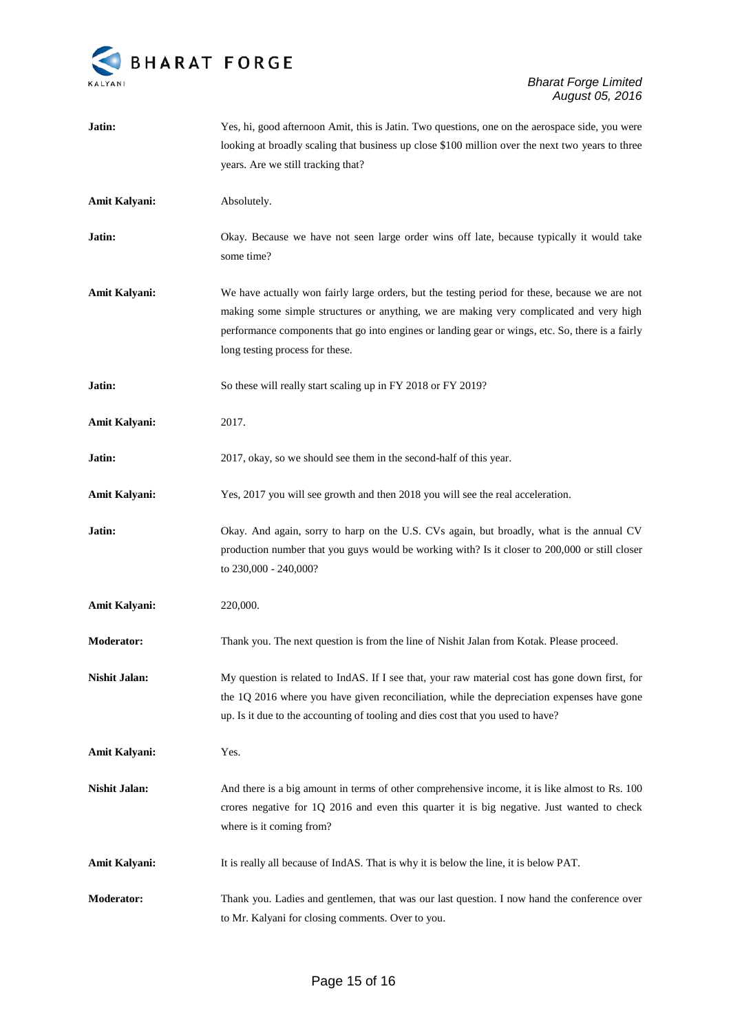**Jatin:** Yes, hi, good afternoon Amit, this is Jatin. Two questions, one on the aerospace side, you were looking at broadly scaling that business up close $100 million over the next two years to three years. Are we still tracking that?

**Amit Kalyani:** Absolutely.

**Jatin:** Okay. Because we have not seen large order wins off late, because typically it would take some time?

**Amit Kalyani:** We have actually won fairly large orders, but the testing period for these, because we are not making some simple structures or anything, we are making very complicated and very high performance components that go into engines or landing gear or wings, etc. So, there is a fairly long testing process for these.

**Jatin:** So these will really start scaling up in FY 2018 or FY 2019?

**Amit Kalyani:** 2017.

**Jatin:** 2017, okay, so we should see them in the second-half of this year.

**Amit Kalyani:** Yes, 2017 you will see growth and then 2018 you will see the real acceleration.

**Jatin:** Okay. And again, sorry to harp on the U.S. CVs again, but broadly, what is the annual CV production number that you guys would be working with? Is it closer to 200,000 or still closer to 230,000 - 240,000?

**Amit Kalyani:** 220,000.

**Moderator:** Thank you. The next question is from the line of Nishit Jalan from Kotak. Please proceed.

**Nishit Jalan:** My question is related to IndAS. If I see that, your raw material cost has gone down first, for the 1Q 2016 where you have given reconciliation, while the depreciation expenses have gone up. Is it due to the accounting of tooling and dies cost that you used to have?

**Amit Kalyani:** Yes.

**Nishit Jalan:** And there is a big amount in terms of other comprehensive income, it is like almost to Rs. 100 crores negative for 1Q 2016 and even this quarter it is big negative. Just wanted to check where is it coming from?

**Amit Kalyani:** It is really all because of IndAS. That is why it is below the line, it is below PAT.

**Moderator:** Thank you. Ladies and gentlemen, that was our last question. I now hand the conference over to Mr. Kalyani for closing comments. Over to you.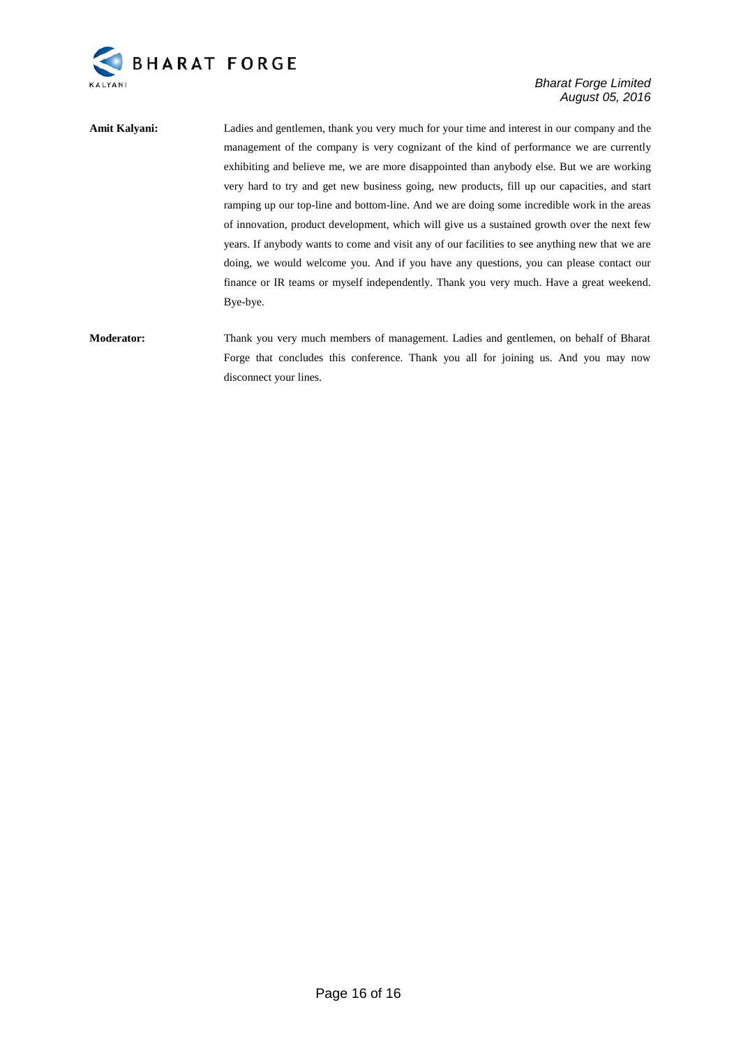**Amit Kalyani:** Ladies and gentlemen, thank you very much for your time and interest in our company and the management of the company is very cognizant of the kind of performance we are currently exhibiting and believe me, we are more disappointed than anybody else. But we are working very hard to try and get new business going, new products, fill up our capacities, and start ramping up our top-line and bottom-line. And we are doing some incredible work in the areas of innovation, product development, which will give us a sustained growth over the next few years. If anybody wants to come and visit any of our facilities to see anything new that we are doing, we would welcome you. And if you have any questions, you can please contact our finance or IR teams or myself independently. Thank you very much. Have a great weekend. Bye-bye.

**Moderator:** Thank you very much members of management. Ladies and gentlemen, on behalf of Bharat Forge that concludes this conference. Thank you all for joining us. And you may now disconnect your lines.